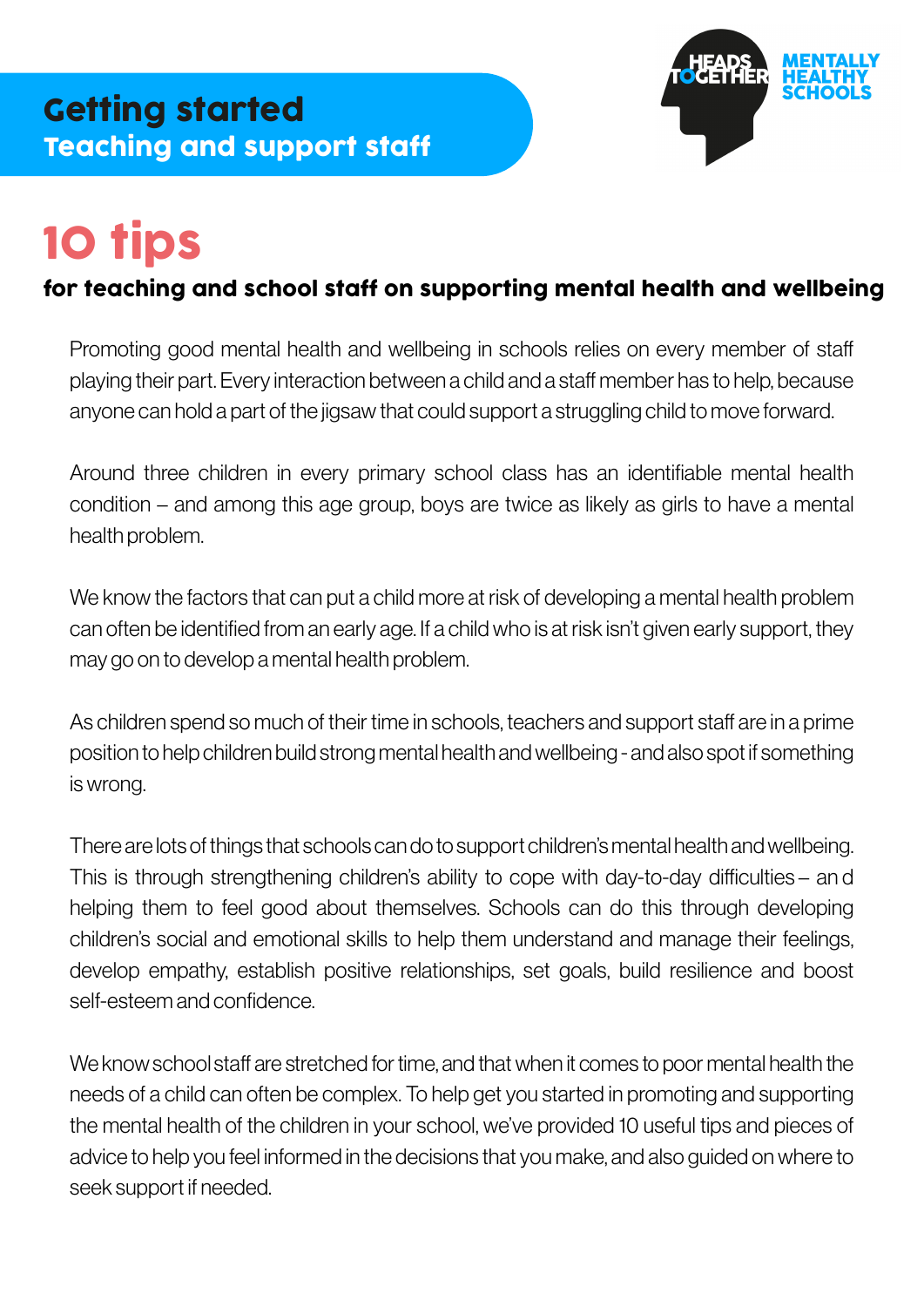**Getting started**
**Teaching and support staff**

HEADS TOGETHER MENTALLY HEALTHY SCHOOLS

# 10 tips

### for teaching and school staff on supporting mental health and wellbeing

Promoting good mental health and wellbeing in schools relies on every member of staff playing their part. Every interaction between a child and a staff member has to help, because anyone can hold a part of the jigsaw that could support a struggling child to move forward.

Around three children in every primary school class has an identifiable mental health condition – and among this age group, boys are twice as likely as girls to have a mental health problem.

We know the factors that can put a child more at risk of developing a mental health problem can often be identified from an early age. If a child who is at risk isn't given early support, they may go on to develop a mental health problem.

As children spend so much of their time in schools, teachers and support staff are in a prime position to help children build strong mental health and wellbeing - and also spot if something is wrong.

There are lots of things that schools can do to support children's mental health and wellbeing. This is through strengthening children's ability to cope with day-to-day difficulties – and helping them to feel good about themselves. Schools can do this through developing children's social and emotional skills to help them understand and manage their feelings, develop empathy, establish positive relationships, set goals, build resilience and boost self-esteem and confidence.

We know school staff are stretched for time, and that when it comes to poor mental health the needs of a child can often be complex. To help get you started in promoting and supporting the mental health of the children in your school, we've provided 10 useful tips and pieces of advice to help you feel informed in the decisions that you make, and also guided on where to seek support if needed.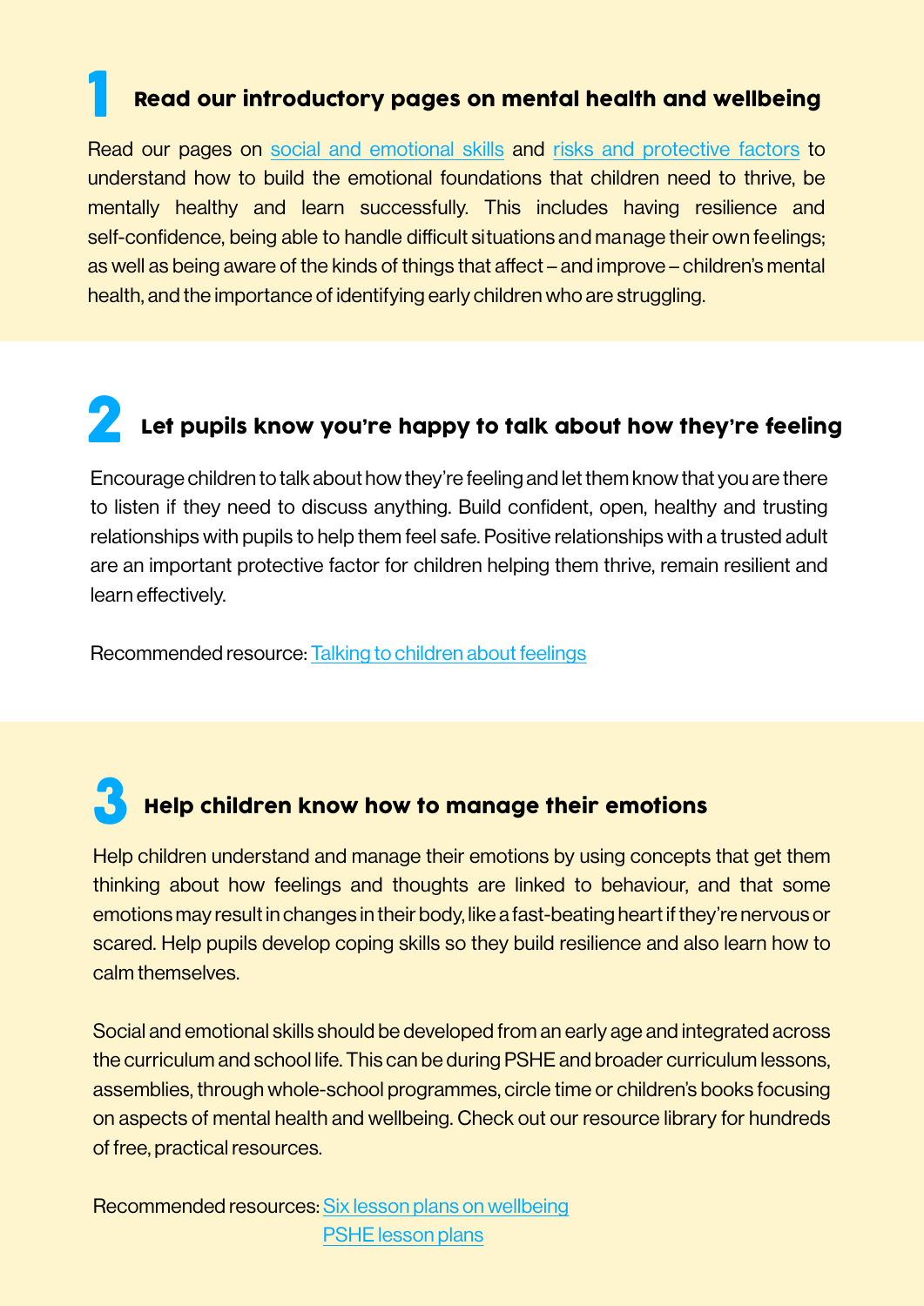## 1 Read our introductory pages on mental health and wellbeing

Read our pages on social and emotional skills and risks and protective factors to understand how to build the emotional foundations that children need to thrive, be mentally healthy and learn successfully. This includes having resilience and self-confidence, being able to handle difficult situations and manage their own feelings; as well as being aware of the kinds of things that affect – and improve – children's mental health, and the importance of identifying early children who are struggling.

## 2 Let pupils know you're happy to talk about how they're feeling

Encourage children to talk about how they're feeling and let them know that you are there to listen if they need to discuss anything. Build confident, open, healthy and trusting relationships with pupils to help them feel safe. Positive relationships with a trusted adult are an important protective factor for children helping them thrive, remain resilient and learn effectively.

Recommended resource: Talking to children about feelings

## 3 Help children know how to manage their emotions

Help children understand and manage their emotions by using concepts that get them thinking about how feelings and thoughts are linked to behaviour, and that some emotions may result in changes in their body, like a fast-beating heart if they're nervous or scared. Help pupils develop coping skills so they build resilience and also learn how to calm themselves.

Social and emotional skills should be developed from an early age and integrated across the curriculum and school life. This can be during PSHE and broader curriculum lessons, assemblies, through whole-school programmes, circle time or children's books focusing on aspects of mental health and wellbeing. Check out our resource library for hundreds of free, practical resources.

Recommended resources: Six lesson plans on wellbeing
PSHE lesson plans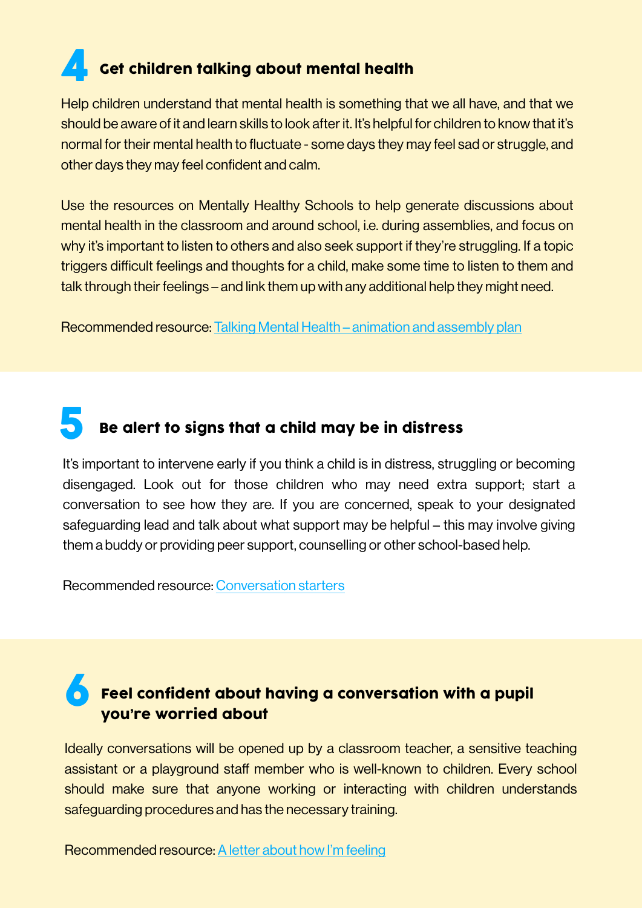## 4 Get children talking about mental health

Help children understand that mental health is something that we all have, and that we should be aware of it and learn skills to look after it. It's helpful for children to know that it's normal for their mental health to fluctuate - some days they may feel sad or struggle, and other days they may feel confident and calm.

Use the resources on Mentally Healthy Schools to help generate discussions about mental health in the classroom and around school, i.e. during assemblies, and focus on why it's important to listen to others and also seek support if they're struggling. If a topic triggers difficult feelings and thoughts for a child, make some time to listen to them and talk through their feelings – and link them up with any additional help they might need.

Recommended resource: Talking Mental Health – animation and assembly plan

## 5 Be alert to signs that a child may be in distress

It's important to intervene early if you think a child is in distress, struggling or becoming disengaged. Look out for those children who may need extra support; start a conversation to see how they are. If you are concerned, speak to your designated safeguarding lead and talk about what support may be helpful – this may involve giving them a buddy or providing peer support, counselling or other school-based help.

Recommended resource: Conversation starters

## 6 Feel confident about having a conversation with a pupil you're worried about

Ideally conversations will be opened up by a classroom teacher, a sensitive teaching assistant or a playground staff member who is well-known to children. Every school should make sure that anyone working or interacting with children understands safeguarding procedures and has the necessary training.

Recommended resource: A letter about how I'm feeling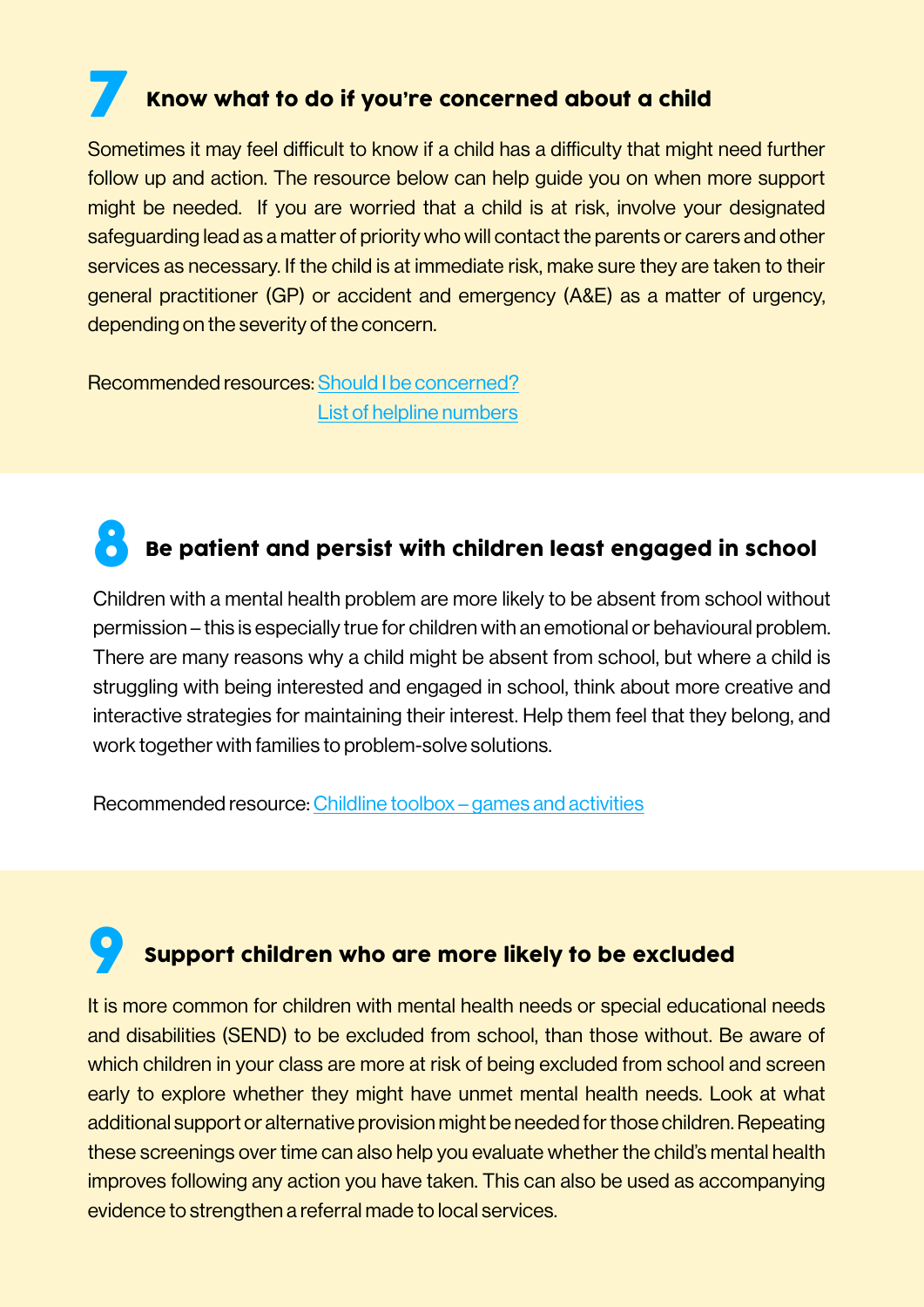## 7 Know what to do if you're concerned about a child

Sometimes it may feel difficult to know if a child has a difficulty that might need further follow up and action. The resource below can help guide you on when more support might be needed. If you are worried that a child is at risk, involve your designated safeguarding lead as a matter of priority who will contact the parents or carers and other services as necessary. If the child is at immediate risk, make sure they are taken to their general practitioner (GP) or accident and emergency (A&E) as a matter of urgency, depending on the severity of the concern.

Recommended resources: Should I be concerned?
List of helpline numbers

## 8 Be patient and persist with children least engaged in school

Children with a mental health problem are more likely to be absent from school without permission – this is especially true for children with an emotional or behavioural problem. There are many reasons why a child might be absent from school, but where a child is struggling with being interested and engaged in school, think about more creative and interactive strategies for maintaining their interest. Help them feel that they belong, and work together with families to problem-solve solutions.

Recommended resource: Childline toolbox – games and activities

## 9 Support children who are more likely to be excluded

It is more common for children with mental health needs or special educational needs and disabilities (SEND) to be excluded from school, than those without. Be aware of which children in your class are more at risk of being excluded from school and screen early to explore whether they might have unmet mental health needs. Look at what additional support or alternative provision might be needed for those children. Repeating these screenings over time can also help you evaluate whether the child's mental health improves following any action you have taken. This can also be used as accompanying evidence to strengthen a referral made to local services.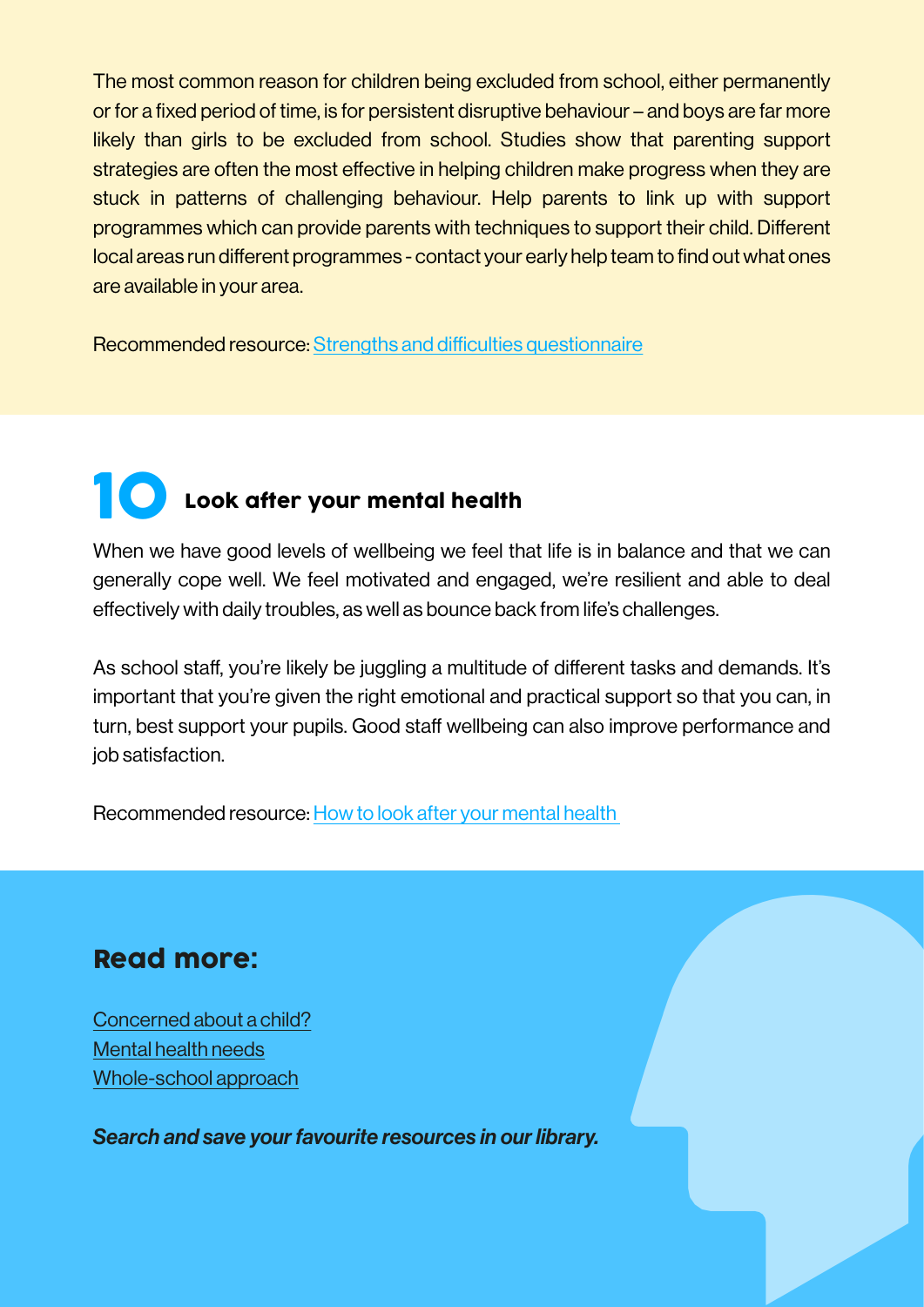The most common reason for children being excluded from school, either permanently or for a fixed period of time, is for persistent disruptive behaviour – and boys are far more likely than girls to be excluded from school. Studies show that parenting support strategies are often the most effective in helping children make progress when they are stuck in patterns of challenging behaviour. Help parents to link up with support programmes which can provide parents with techniques to support their child. Different local areas run different programmes - contact your early help team to find out what ones are available in your area.

Recommended resource: Strengths and difficulties questionnaire

## 10 Look after your mental health

When we have good levels of wellbeing we feel that life is in balance and that we can generally cope well. We feel motivated and engaged, we're resilient and able to deal effectively with daily troubles, as well as bounce back from life's challenges.

As school staff, you're likely be juggling a multitude of different tasks and demands. It's important that you're given the right emotional and practical support so that you can, in turn, best support your pupils. Good staff wellbeing can also improve performance and job satisfaction.

Recommended resource: How to look after your mental health

## Read more:

Concerned about a child?
Mental health needs
Whole-school approach

***Search and save your favourite resources in our library.***